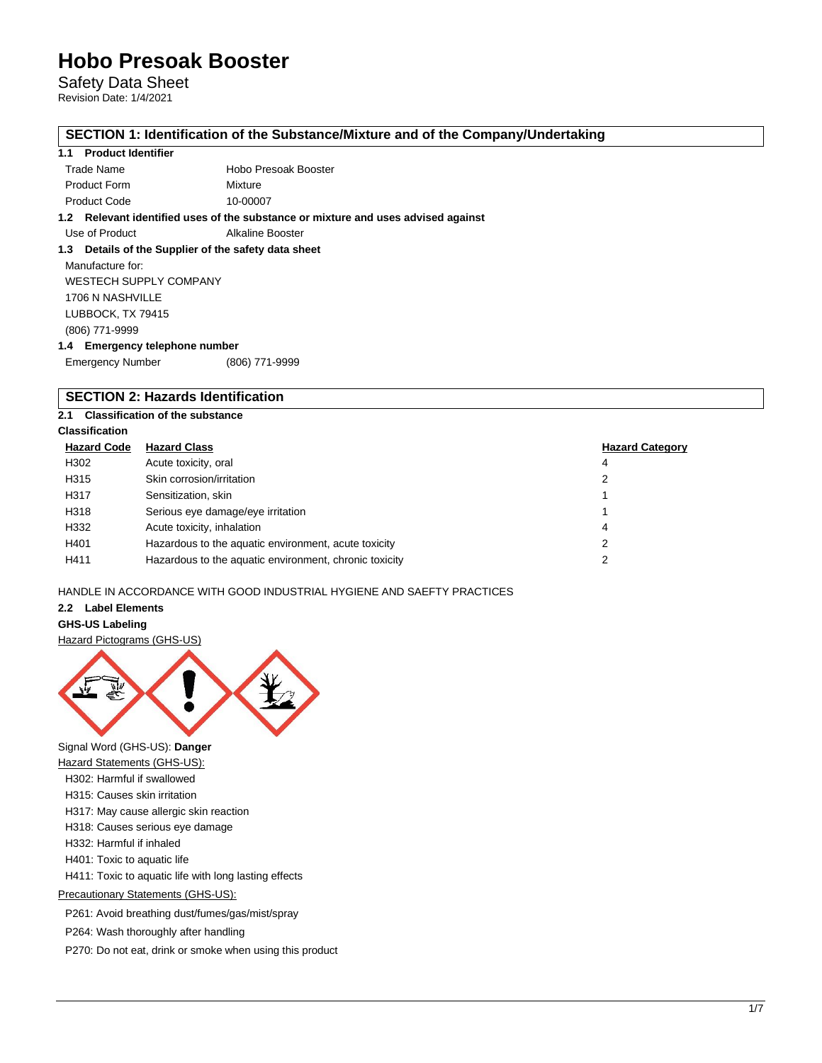# Hobo Presoak Booster

Safety Data Sheet
Revision Date: 1/4/2021

## SECTION 1: Identification of the Substance/Mixture and of the Company/Undertaking

### 1.1 Product Identifier

| | |
|---|---|
| Trade Name | Hobo Presoak Booster |
| Product Form | Mixture |
| Product Code | 10-00007 |

### 1.2 Relevant identified uses of the substance or mixture and uses advised against

| | |
|---|---|
| Use of Product | Alkaline Booster |

### 1.3 Details of the Supplier of the safety data sheet

Manufacture for:
WESTECH SUPPLY COMPANY
1706 N NASHVILLE
LUBBOCK, TX 79415
(806) 771-9999

### 1.4 Emergency telephone number

| | |
|---|---|
| Emergency Number | (806) 771-9999 |

## SECTION 2: Hazards Identification

### 2.1 Classification of the substance

**Classification**

| Hazard Code | Hazard Class | Hazard Category |
|---|---|---|
| H302 | Acute toxicity, oral | 4 |
| H315 | Skin corrosion/irritation | 2 |
| H317 | Sensitization, skin | 1 |
| H318 | Serious eye damage/eye irritation | 1 |
| H332 | Acute toxicity, inhalation | 4 |
| H401 | Hazardous to the aquatic environment, acute toxicity | 2 |
| H411 | Hazardous to the aquatic environment, chronic toxicity | 2 |

HANDLE IN ACCORDANCE WITH GOOD INDUSTRIAL HYGIENE AND SAEFTY PRACTICES

### 2.2 Label Elements

**GHS-US Labeling**

Hazard Pictograms (GHS-US)

Signal Word (GHS-US): **Danger**

Hazard Statements (GHS-US):

- H302: Harmful if swallowed
- H315: Causes skin irritation
- H317: May cause allergic skin reaction
- H318: Causes serious eye damage
- H332: Harmful if inhaled
- H401: Toxic to aquatic life
- H411: Toxic to aquatic life with long lasting effects

Precautionary Statements (GHS-US):

- P261: Avoid breathing dust/fumes/gas/mist/spray
- P264: Wash thoroughly after handling
- P270: Do not eat, drink or smoke when using this product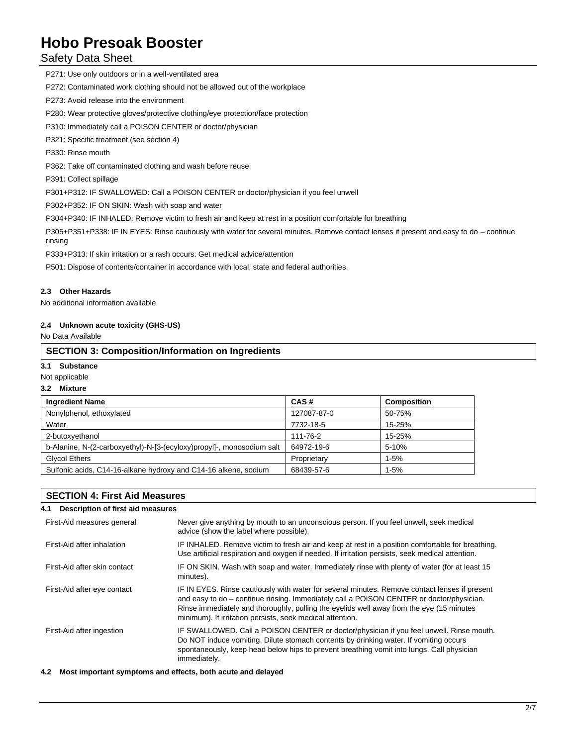P271: Use only outdoors or in a well-ventilated area

P272: Contaminated work clothing should not be allowed out of the workplace

P273: Avoid release into the environment

P280: Wear protective gloves/protective clothing/eye protection/face protection

P310: Immediately call a POISON CENTER or doctor/physician

P321: Specific treatment (see section 4)

P330: Rinse mouth

P362: Take off contaminated clothing and wash before reuse

P391: Collect spillage

P301+P312: IF SWALLOWED: Call a POISON CENTER or doctor/physician if you feel unwell

P302+P352: IF ON SKIN: Wash with soap and water

P304+P340: IF INHALED: Remove victim to fresh air and keep at rest in a position comfortable for breathing

P305+P351+P338: IF IN EYES: Rinse cautiously with water for several minutes. Remove contact lenses if present and easy to do – continue rinsing

P333+P313: If skin irritation or a rash occurs: Get medical advice/attention

P501: Dispose of contents/container in accordance with local, state and federal authorities.

### 2.3 Other Hazards

No additional information available

### 2.4 Unknown acute toxicity (GHS-US)

No Data Available

## SECTION 3: Composition/Information on Ingredients

### 3.1 Substance

Not applicable

### 3.2 Mixture

| Ingredient Name | CAS # | Composition |
|---|---|---|
| Nonylphenol, ethoxylated | 127087-87-0 | 50-75% |
| Water | 7732-18-5 | 15-25% |
| 2-butoxyethanol | 111-76-2 | 15-25% |
| b-Alanine, N-(2-carboxyethyl)-N-[3-(ecyloxy)propyl]-, monosodium salt | 64972-19-6 | 5-10% |
| Glycol Ethers | Proprietary | 1-5% |
| Sulfonic acids, C14-16-alkane hydroxy and C14-16 alkene, sodium | 68439-57-6 | 1-5% |

## SECTION 4: First Aid Measures

### 4.1 Description of first aid measures

| | |
|---|---|
| First-Aid measures general | Never give anything by mouth to an unconscious person. If you feel unwell, seek medical advice (show the label where possible). |
| First-Aid after inhalation | IF INHALED. Remove victim to fresh air and keep at rest in a position comfortable for breathing. Use artificial respiration and oxygen if needed. If irritation persists, seek medical attention. |
| First-Aid after skin contact | IF ON SKIN. Wash with soap and water. Immediately rinse with plenty of water (for at least 15 minutes). |
| First-Aid after eye contact | IF IN EYES. Rinse cautiously with water for several minutes. Remove contact lenses if present and easy to do – continue rinsing. Immediately call a POISON CENTER or doctor/physician. Rinse immediately and thoroughly, pulling the eyelids well away from the eye (15 minutes minimum). If irritation persists, seek medical attention. |
| First-Aid after ingestion | IF SWALLOWED. Call a POISON CENTER or doctor/physician if you feel unwell. Rinse mouth. Do NOT induce vomiting. Dilute stomach contents by drinking water. If vomiting occurs spontaneously, keep head below hips to prevent breathing vomit into lungs. Call physician immediately. |

### 4.2 Most important symptoms and effects, both acute and delayed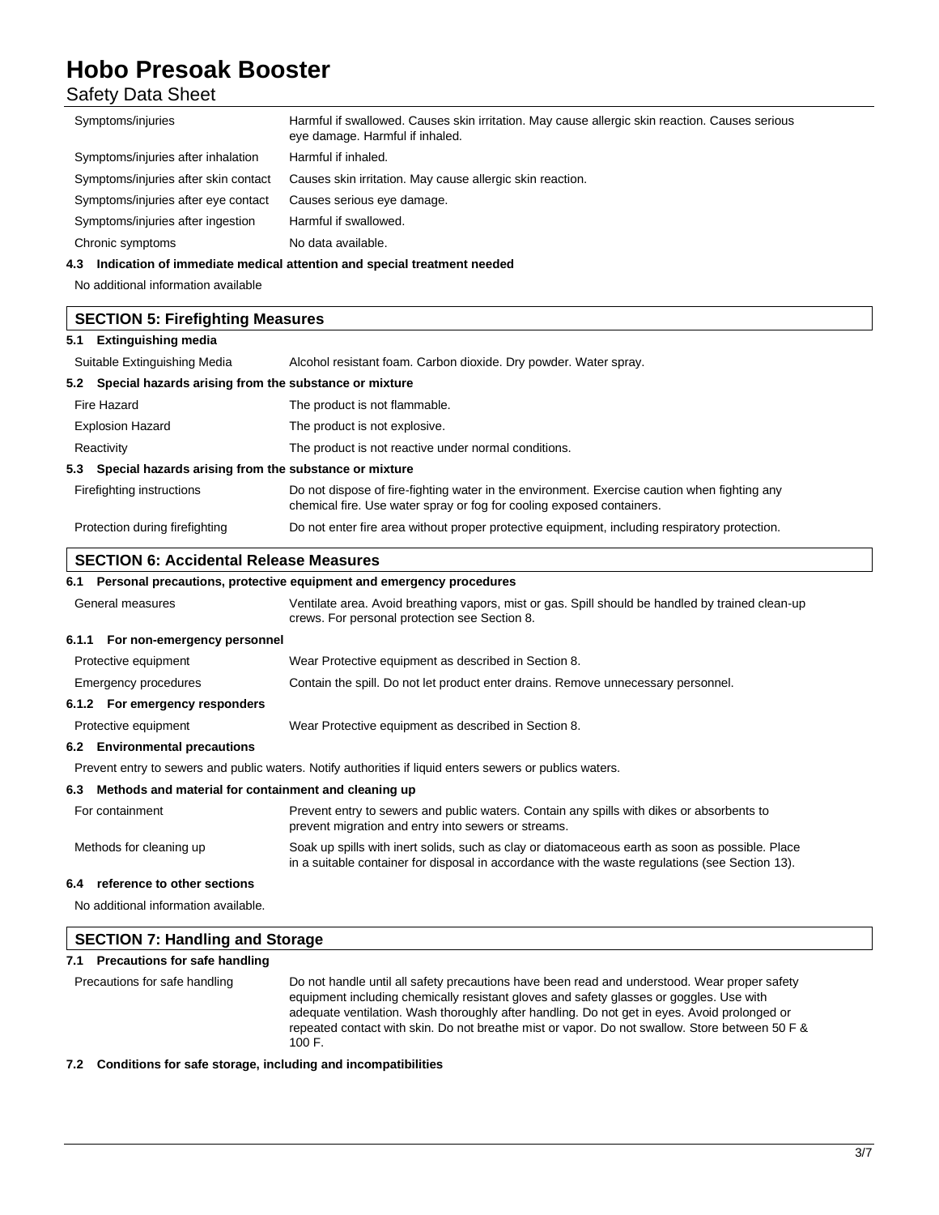| | |
|---|---|
| Symptoms/injuries | Harmful if swallowed. Causes skin irritation. May cause allergic skin reaction. Causes serious eye damage. Harmful if inhaled. |
| Symptoms/injuries after inhalation | Harmful if inhaled. |
| Symptoms/injuries after skin contact | Causes skin irritation. May cause allergic skin reaction. |
| Symptoms/injuries after eye contact | Causes serious eye damage. |
| Symptoms/injuries after ingestion | Harmful if swallowed. |
| Chronic symptoms | No data available. |

**4.3 Indication of immediate medical attention and special treatment needed**

No additional information available

## SECTION 5: Firefighting Measures

**5.1 Extinguishing media**

| | |
|---|---|
| Suitable Extinguishing Media | Alcohol resistant foam. Carbon dioxide. Dry powder. Water spray. |

**5.2 Special hazards arising from the substance or mixture**

| | |
|---|---|
| Fire Hazard | The product is not flammable. |
| Explosion Hazard | The product is not explosive. |
| Reactivity | The product is not reactive under normal conditions. |

**5.3 Special hazards arising from the substance or mixture**

| | |
|---|---|
| Firefighting instructions | Do not dispose of fire-fighting water in the environment. Exercise caution when fighting any chemical fire. Use water spray or fog for cooling exposed containers. |
| Protection during firefighting | Do not enter fire area without proper protective equipment, including respiratory protection. |

## SECTION 6: Accidental Release Measures

**6.1 Personal precautions, protective equipment and emergency procedures**

| | |
|---|---|
| General measures | Ventilate area. Avoid breathing vapors, mist or gas. Spill should be handled by trained clean-up crews. For personal protection see Section 8. |

**6.1.1 For non-emergency personnel**

| | |
|---|---|
| Protective equipment | Wear Protective equipment as described in Section 8. |
| Emergency procedures | Contain the spill. Do not let product enter drains. Remove unnecessary personnel. |

**6.1.2 For emergency responders**

| | |
|---|---|
| Protective equipment | Wear Protective equipment as described in Section 8. |

**6.2 Environmental precautions**

Prevent entry to sewers and public waters. Notify authorities if liquid enters sewers or publics waters.

**6.3 Methods and material for containment and cleaning up**

| | |
|---|---|
| For containment | Prevent entry to sewers and public waters. Contain any spills with dikes or absorbents to prevent migration and entry into sewers or streams. |
| Methods for cleaning up | Soak up spills with inert solids, such as clay or diatomaceous earth as soon as possible. Place in a suitable container for disposal in accordance with the waste regulations (see Section 13). |

**6.4 reference to other sections**

No additional information available.

## SECTION 7: Handling and Storage

**7.1 Precautions for safe handling**

| | |
|---|---|
| Precautions for safe handling | Do not handle until all safety precautions have been read and understood. Wear proper safety equipment including chemically resistant gloves and safety glasses or goggles. Use with adequate ventilation. Wash thoroughly after handling. Do not get in eyes. Avoid prolonged or repeated contact with skin. Do not breathe mist or vapor. Do not swallow. Store between 50 F & 100 F. |

**7.2 Conditions for safe storage, including and incompatibilities**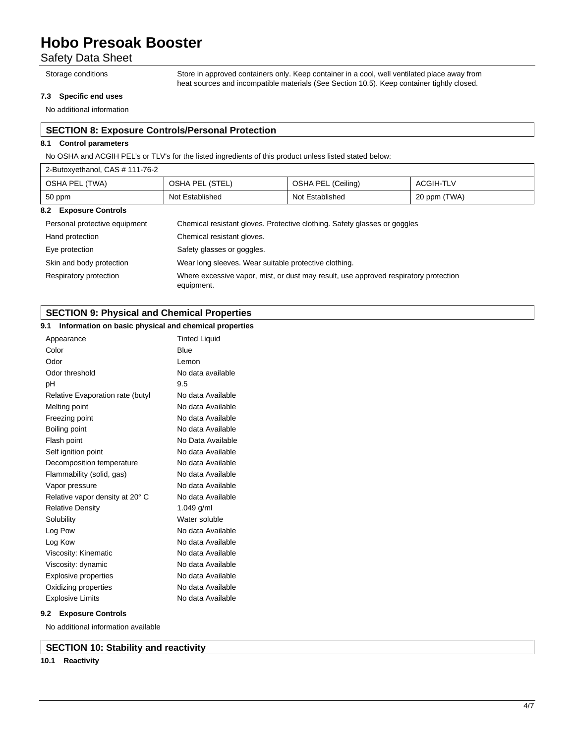| Storage conditions | Store in approved containers only. Keep container in a cool, well ventilated place away from heat sources and incompatible materials (See Section 10.5). Keep container tightly closed. |
|---|---|

**7.3 Specific end uses**

No additional information

## SECTION 8: Exposure Controls/Personal Protection

**8.1 Control parameters**

No OSHA and ACGIH PEL's or TLV's for the listed ingredients of this product unless listed stated below:

| 2-Butoxyethanol, CAS # 111-76-2 | | | |
|---|---|---|---|
| OSHA PEL (TWA) | OSHA PEL (STEL) | OSHA PEL (Ceiling) | ACGIH-TLV |
| 50 ppm | Not Established | Not Established | 20 ppm (TWA) |

**8.2 Exposure Controls**

| | |
|---|---|
| Personal protective equipment | Chemical resistant gloves. Protective clothing. Safety glasses or goggles |
| Hand protection | Chemical resistant gloves. |
| Eye protection | Safety glasses or goggles. |
| Skin and body protection | Wear long sleeves. Wear suitable protective clothing. |
| Respiratory protection | Where excessive vapor, mist, or dust may result, use approved respiratory protection equipment. |

## SECTION 9: Physical and Chemical Properties

**9.1 Information on basic physical and chemical properties**

| | |
|---|---|
| Appearance | Tinted Liquid |
| Color | Blue |
| Odor | Lemon |
| Odor threshold | No data available |
| pH | 9.5 |
| Relative Evaporation rate (butyl | No data Available |
| Melting point | No data Available |
| Freezing point | No data Available |
| Boiling point | No data Available |
| Flash point | No Data Available |
| Self ignition point | No data Available |
| Decomposition temperature | No data Available |
| Flammability (solid, gas) | No data Available |
| Vapor pressure | No data Available |
| Relative vapor density at 20° C | No data Available |
| Relative Density | 1.049 g/ml |
| Solubility | Water soluble |
| Log Pow | No data Available |
| Log Kow | No data Available |
| Viscosity: Kinematic | No data Available |
| Viscosity: dynamic | No data Available |
| Explosive properties | No data Available |
| Oxidizing properties | No data Available |
| Explosive Limits | No data Available |

**9.2 Exposure Controls**

No additional information available

## SECTION 10: Stability and reactivity

**10.1 Reactivity**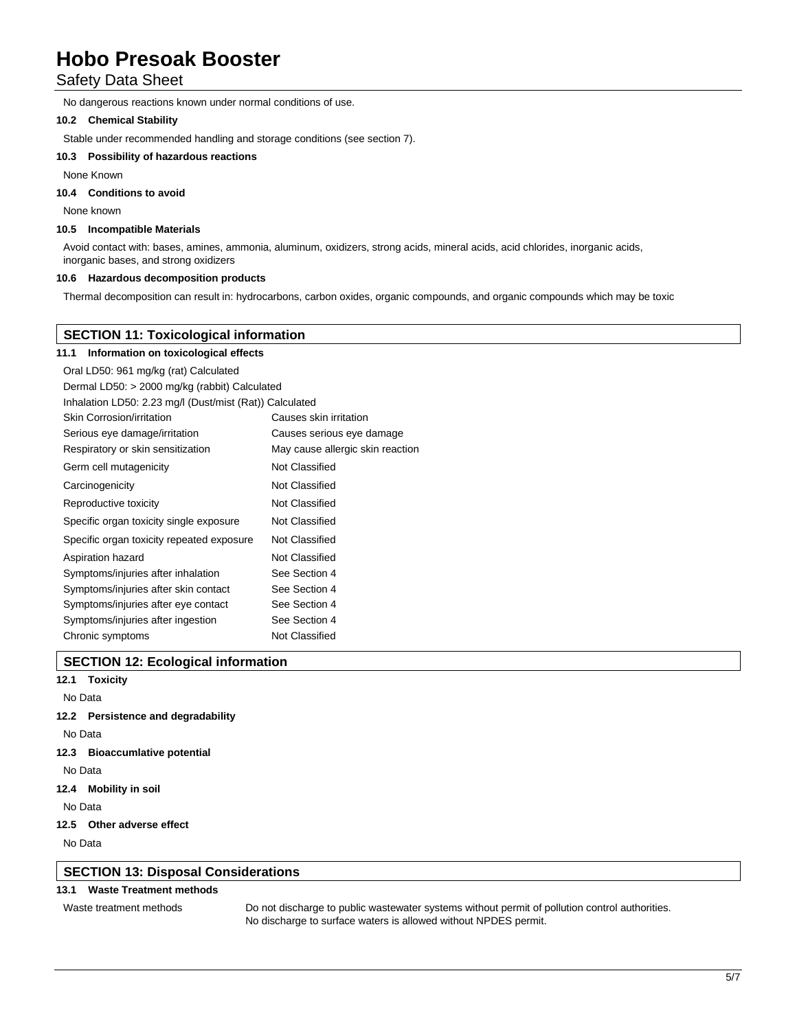No dangerous reactions known under normal conditions of use.

**10.2 Chemical Stability**

Stable under recommended handling and storage conditions (see section 7).

**10.3 Possibility of hazardous reactions**

None Known

**10.4 Conditions to avoid**

None known

**10.5 Incompatible Materials**

Avoid contact with: bases, amines, ammonia, aluminum, oxidizers, strong acids, mineral acids, acid chlorides, inorganic acids, inorganic bases, and strong oxidizers

**10.6 Hazardous decomposition products**

Thermal decomposition can result in: hydrocarbons, carbon oxides, organic compounds, and organic compounds which may be toxic

## SECTION 11: Toxicological information

**11.1 Information on toxicological effects**

Oral LD50: 961 mg/kg (rat) Calculated

Dermal LD50: > 2000 mg/kg (rabbit) Calculated

Inhalation LD50: 2.23 mg/l (Dust/mist (Rat)) Calculated

| | |
|---|---|
| Skin Corrosion/irritation | Causes skin irritation |
| Serious eye damage/irritation | Causes serious eye damage |
| Respiratory or skin sensitization | May cause allergic skin reaction |
| Germ cell mutagenicity | Not Classified |
| Carcinogenicity | Not Classified |
| Reproductive toxicity | Not Classified |
| Specific organ toxicity single exposure | Not Classified |
| Specific organ toxicity repeated exposure | Not Classified |
| Aspiration hazard | Not Classified |
| Symptoms/injuries after inhalation | See Section 4 |
| Symptoms/injuries after skin contact | See Section 4 |
| Symptoms/injuries after eye contact | See Section 4 |
| Symptoms/injuries after ingestion | See Section 4 |
| Chronic symptoms | Not Classified |

## SECTION 12: Ecological information

**12.1 Toxicity**

No Data

**12.2 Persistence and degradability**

No Data

**12.3 Bioaccumlative potential**

No Data

**12.4 Mobility in soil**

No Data

**12.5 Other adverse effect**

No Data

## SECTION 13: Disposal Considerations

**13.1 Waste Treatment methods**

| | |
|---|---|
| Waste treatment methods | Do not discharge to public wastewater systems without permit of pollution control authorities. No discharge to surface waters is allowed without NPDES permit. |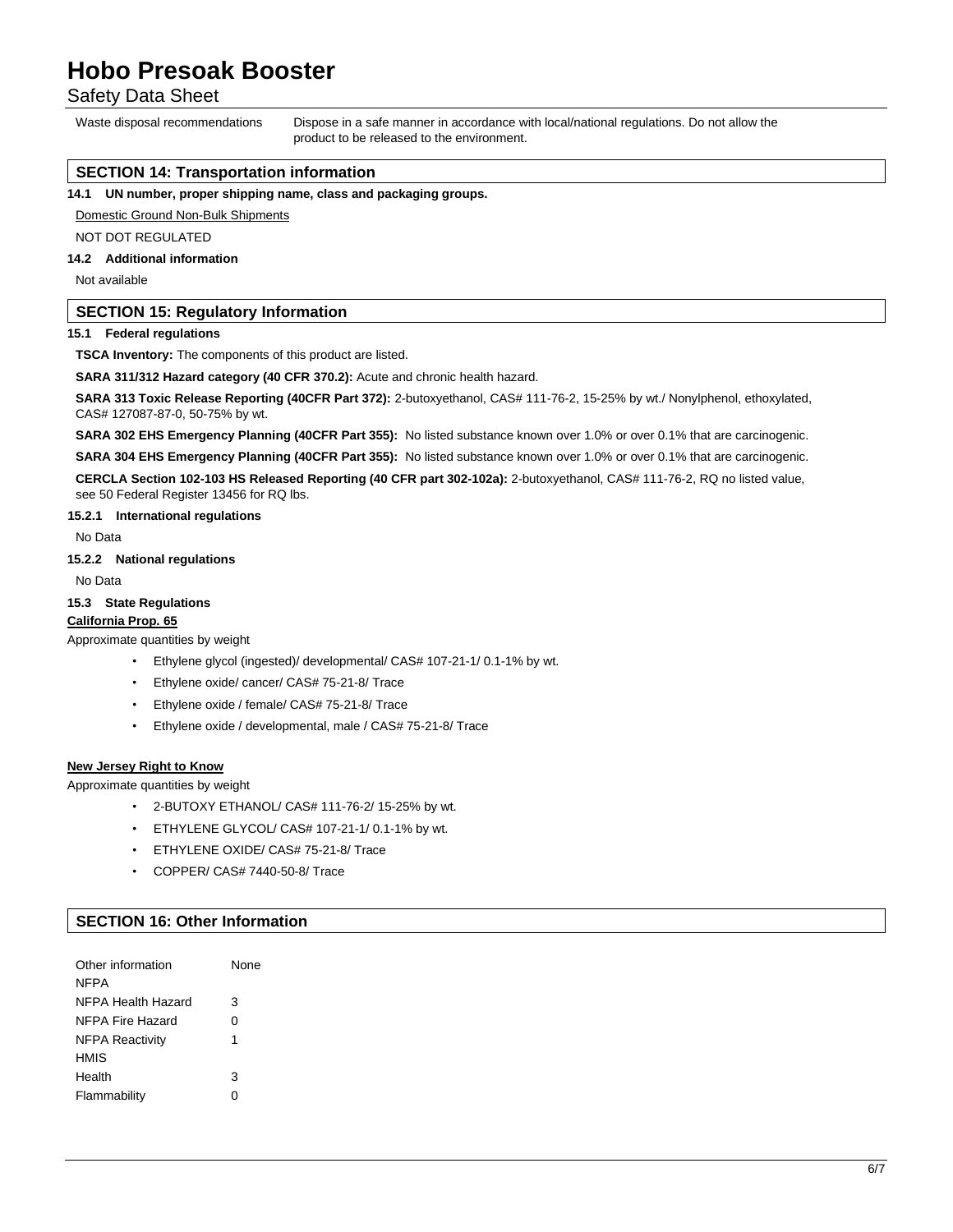| | |
|---|---|
| Waste disposal recommendations | Dispose in a safe manner in accordance with local/national regulations. Do not allow the product to be released to the environment. |

## SECTION 14: Transportation information

**14.1 UN number, proper shipping name, class and packaging groups.**

Domestic Ground Non-Bulk Shipments

NOT DOT REGULATED

**14.2 Additional information**

Not available

## SECTION 15: Regulatory Information

**15.1 Federal regulations**

**TSCA Inventory:** The components of this product are listed.

**SARA 311/312 Hazard category (40 CFR 370.2):** Acute and chronic health hazard.

**SARA 313 Toxic Release Reporting (40CFR Part 372):** 2-butoxyethanol, CAS# 111-76-2, 15-25% by wt./ Nonylphenol, ethoxylated, CAS# 127087-87-0, 50-75% by wt.

**SARA 302 EHS Emergency Planning (40CFR Part 355):** No listed substance known over 1.0% or over 0.1% that are carcinogenic.

**SARA 304 EHS Emergency Planning (40CFR Part 355):** No listed substance known over 1.0% or over 0.1% that are carcinogenic.

**CERCLA Section 102-103 HS Released Reporting (40 CFR part 302-102a):** 2-butoxyethanol, CAS# 111-76-2, RQ no listed value, see 50 Federal Register 13456 for RQ lbs.

**15.2.1 International regulations**

No Data

**15.2.2 National regulations**

No Data

**15.3 State Regulations**

**California Prop. 65**

Approximate quantities by weight

- Ethylene glycol (ingested)/ developmental/ CAS# 107-21-1/ 0.1-1% by wt.
- Ethylene oxide/ cancer/ CAS# 75-21-8/ Trace
- Ethylene oxide / female/ CAS# 75-21-8/ Trace
- Ethylene oxide / developmental, male / CAS# 75-21-8/ Trace

**New Jersey Right to Know**

Approximate quantities by weight

- 2-BUTOXY ETHANOL/ CAS# 111-76-2/ 15-25% by wt.
- ETHYLENE GLYCOL/ CAS# 107-21-1/ 0.1-1% by wt.
- ETHYLENE OXIDE/ CAS# 75-21-8/ Trace
- COPPER/ CAS# 7440-50-8/ Trace

## SECTION 16: Other Information

| | |
|---|---|
| Other information | None |
| NFPA | |
| NFPA Health Hazard | 3 |
| NFPA Fire Hazard | 0 |
| NFPA Reactivity | 1 |
| HMIS | |
| Health | 3 |
| Flammability | 0 |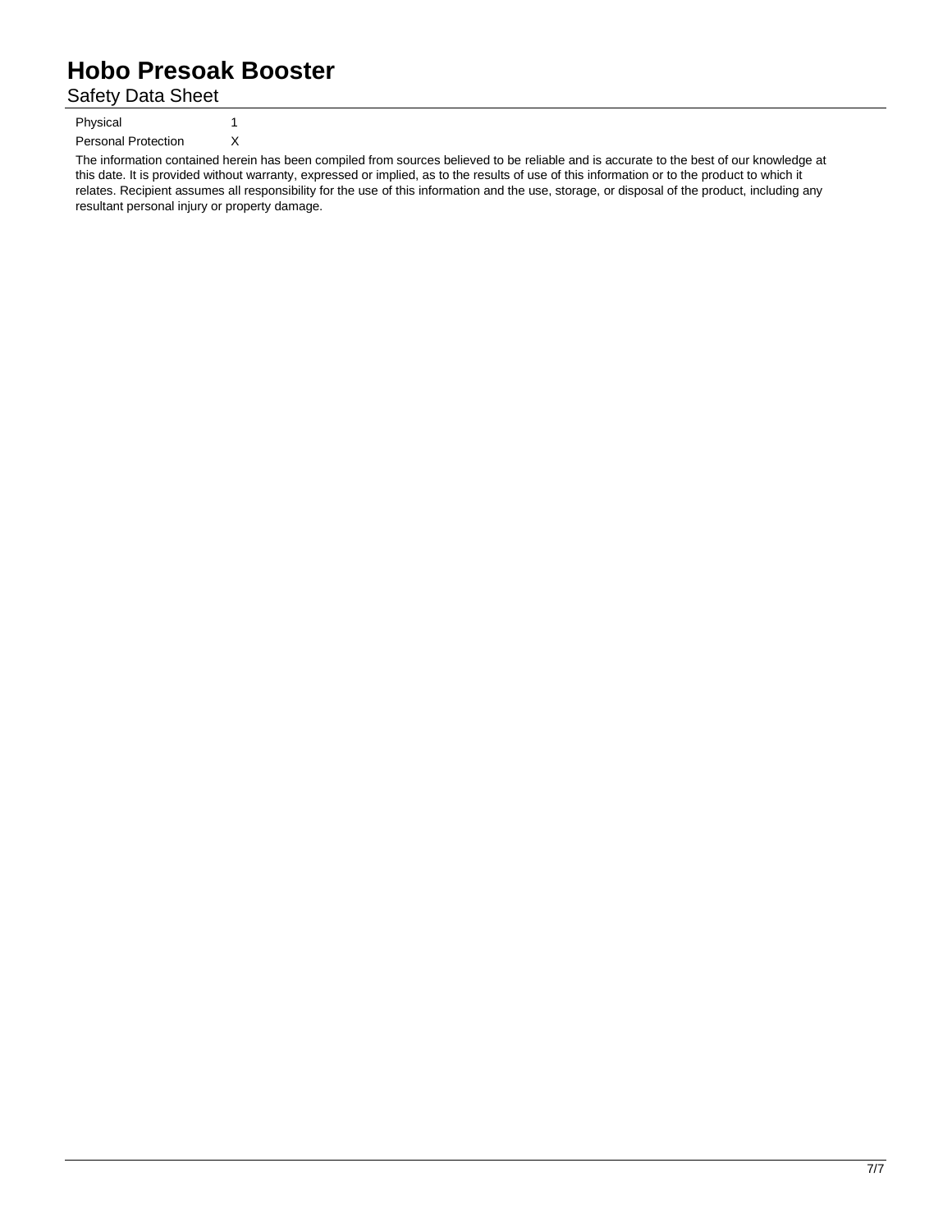| | |
|---|---|
| Physical | 1 |
| Personal Protection | X |

The information contained herein has been compiled from sources believed to be reliable and is accurate to the best of our knowledge at this date. It is provided without warranty, expressed or implied, as to the results of use of this information or to the product to which it relates. Recipient assumes all responsibility for the use of this information and the use, storage, or disposal of the product, including any resultant personal injury or property damage.